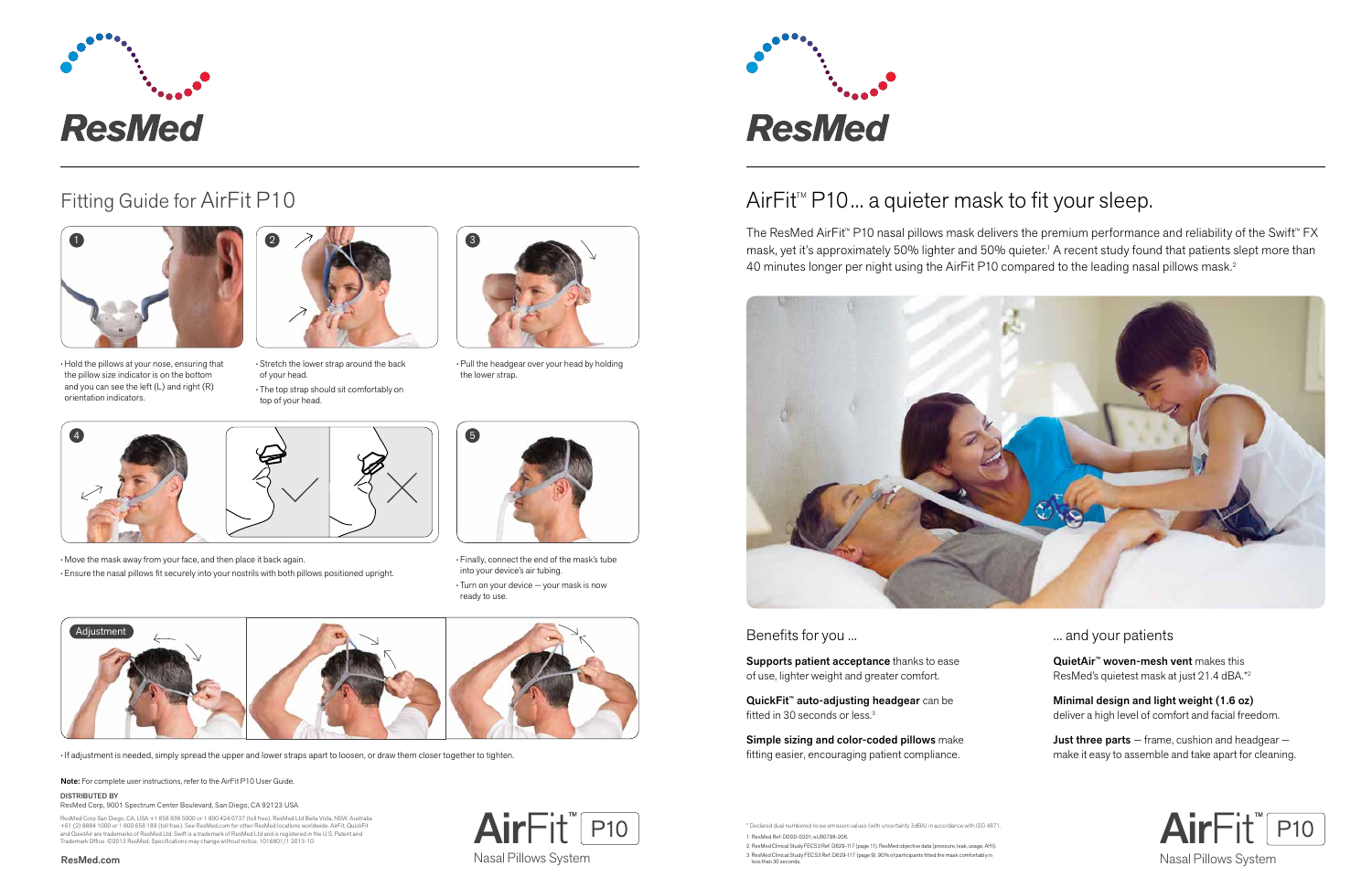ResMed

# Fitting Guide for AirFit P10

1

- Hold the pillows at your nose, ensuring that the pillow size indicator is on the bottom and you can see the left (L) and right (R) orientation indicators.

2

- Stretch the lower strap around the back of your head.
- The top strap should sit comfortably on top of your head.

3

- Pull the headgear over your head by holding the lower strap.

4

- Move the mask away from your face, and then place it back again.
- Ensure the nasal pillows fit securely into your nostrils with both pillows positioned upright.

5

- Finally, connect the end of the mask's tube into your device's air tubing.
- Turn on your device — your mask is now ready to use.

Adjustment

- If adjustment is needed, simply spread the upper and lower straps apart to loosen, or draw them closer together to tighten.

**Note:** For complete user instructions, refer to the AirFit P10 User Guide.

DISTRIBUTED BY
ResMed Corp, 9001 Spectrum Center Boulevard, San Diego, CA 92123 USA

ResMed Corp San Diego, CA, USA +1 858 836 5000 or 1 800 424 0737 (toll free). ResMed Ltd Bella Vista, NSW, Australia +61 (2) 8884 1000 or 1 800 658 189 (toll free). See ResMed.com for other ResMed locations worldwide. AirFit, QuickFit and QuietAir are trademarks of ResMed Ltd. Swift is a trademark of ResMed Ltd and is registered in the U.S. Patent and Trademark Office. ©2013 ResMed. Specifications may change without notice. 1016801/1 2013-10

ResMed.com

AirFit™ P10
Nasal Pillows System

ResMed

# AirFit™ P10... a quieter mask to fit your sleep.

The ResMed AirFit™ P10 nasal pillows mask delivers the premium performance and reliability of the Swift™ FX mask, yet it's approximately 50% lighter and 50% quieter.[1] A recent study found that patients slept more than 40 minutes longer per night using the AirFit P10 compared to the leading nasal pillows mask.[2]

## Benefits for you ...

**Supports patient acceptance** thanks to ease of use, lighter weight and greater comfort.

**QuickFit™ auto-adjusting headgear** can be fitted in 30 seconds or less.[3]

**Simple sizing and color-coded pillows** make fitting easier, encouraging patient compliance.

## ... and your patients

**QuietAir™ woven-mesh vent** makes this ResMed's quietest mask at just 21.4 dBA.*[2]

**Minimal design and light weight (1.6 oz)** deliver a high level of comfort and facial freedom.

**Just three parts** — frame, cushion and headgear — make it easy to assemble and take apart for cleaning.

\* Declared dual numbered noise emission values (with uncertainty 3dBA) in accordance with ISO 4871.
1 ResMed Ref: D000-0201; eLB0798-206.
2 ResMed Clinical Study FEC53 Ref: D629-117 (page 11). ResMed objective data (pressure, leak, usage, AHI).
3 ResMed Clinical Study FEC53 Ref: D629-117 (page 9). 90% of participants fitted the mask comfortably in less than 30 seconds.

AirFit™ P10
Nasal Pillows System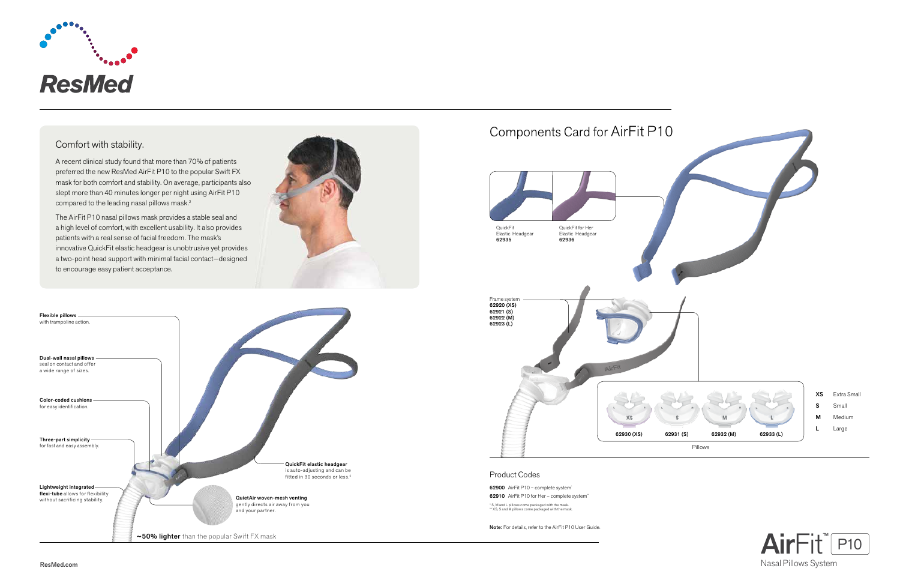# ResMed

## Comfort with stability.

A recent clinical study found that more than 70% of patients preferred the new ResMed AirFit P10 to the popular Swift FX mask for both comfort and stability. On average, participants also slept more than 40 minutes longer per night using AirFit P10 compared to the leading nasal pillows mask.[2]

The AirFit P10 nasal pillows mask provides a stable seal and a high level of comfort, with excellent usability. It also provides patients with a real sense of facial freedom. The mask's innovative QuickFit elastic headgear is unobtrusive yet provides a two-point head support with minimal facial contact—designed to encourage easy patient acceptance.

**Flexible pillows** with trampoline action.

**Dual-wall nasal pillows** seal on contact and offer a wide range of sizes.

**Color-coded cushions** for easy identification.

**Three-part simplicity** for fast and easy assembly.

**Lightweight integrated flexi-tube** allows for flexibility without sacrificing stability.

**QuickFit elastic headgear** is auto-adjusting and can be fitted in 30 seconds or less.[2]

**QuietAir woven-mesh venting** gently directs air away from you and your partner.

**~50% lighter** than the popular Swift FX mask

## Components Card for AirFit P10

QuickFit Elastic Headgear
**62935**

QuickFit for Her Elastic Headgear
**62936**

Frame system
**62920 (XS)**
**62921 (S)**
**62922 (M)**
**62923 (L)**

Pillows
**62930 (XS)** **62931 (S)** **62932 (M)** **62933 (L)**

| | |
|---|---|
| **XS** | Extra Small |
| **S** | Small |
| **M** | Medium |
| **L** | Large |

### Product Codes

**62900** AirFit P10 – complete system*

**62910** AirFit P10 for Her – complete system**

* S, M and L pillows come packaged with the mask.
** XS, S and M pillows come packaged with the mask.

**Note:** For details, refer to the AirFit P10 User Guide.

ResMed.com

AirFit™ P10
Nasal Pillows System